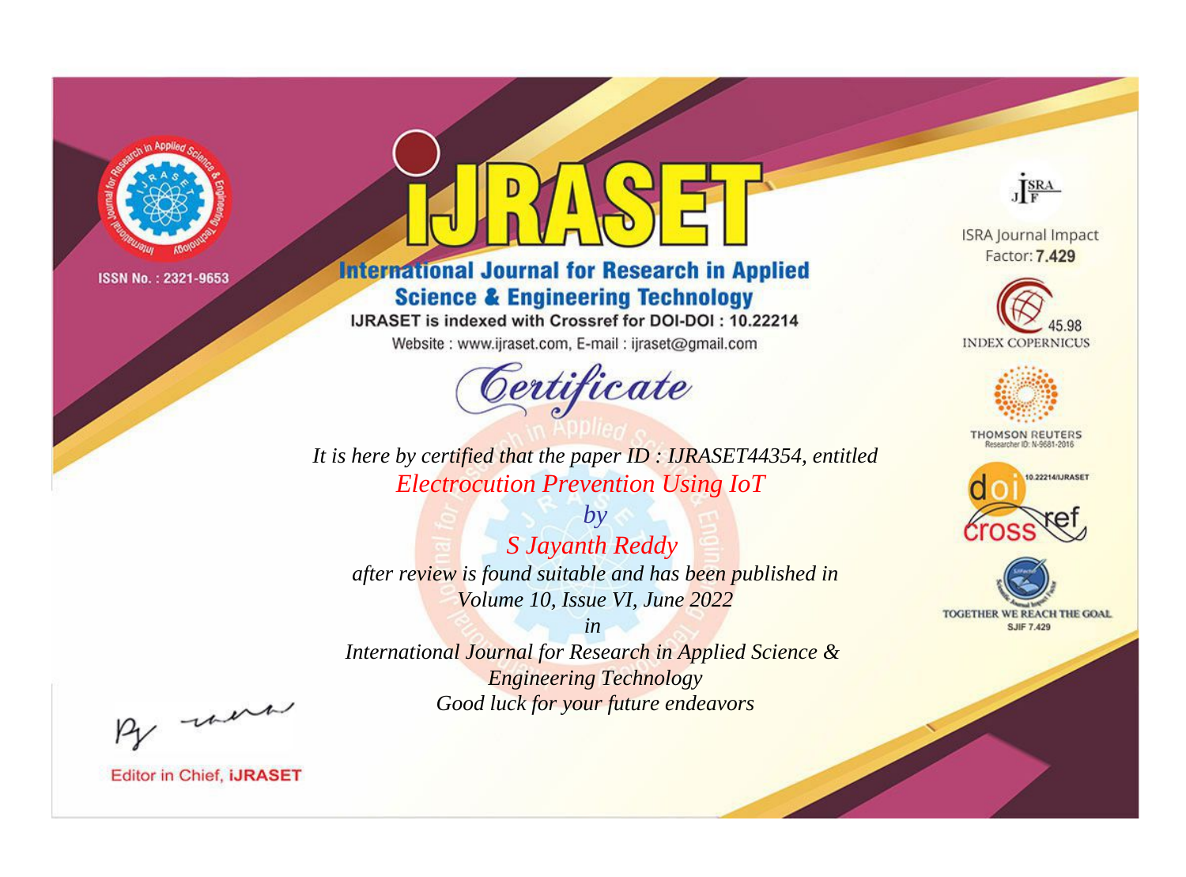ISSN No. : 2321-9653

# IJRASET

## International Journal for Research in Applied Science & Engineering Technology

IJRASET is indexed with Crossref for DOI-DOI : 10.22214

Website : www.ijraset.com, E-mail : ijraset@gmail.com

ISRA Journal Impact Factor: **7.429**

45.98 INDEX COPERNICUS

THOMSON REUTERS
Researcher ID: N-9681-2016

10.22214/IJRASET

TOGETHER WE REACH THE GOAL
SJIF 7.429

# Certificate

*It is here by certified that the paper ID : IJRASET44354, entitled*

*Electrocution Prevention Using IoT*

*by*

*S Jayanth Reddy*

*after review is found suitable and has been published in*

*Volume 10, Issue VI, June 2022*

*in*

*International Journal for Research in Applied Science & Engineering Technology*

*Good luck for your future endeavors*

Editor in Chief, **iJRASET**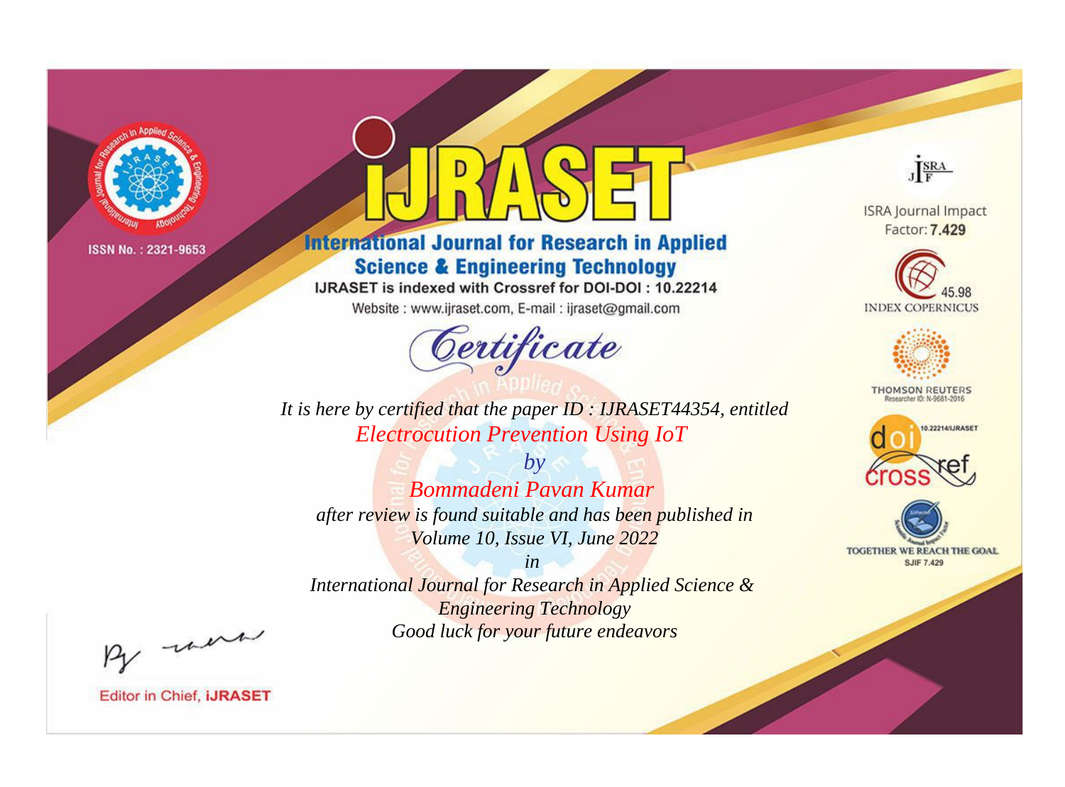ISSN No. : 2321-9653

# iJRASET

## International Journal for Research in Applied Science & Engineering Technology

IJRASET is indexed with Crossref for DOI-DOI : 10.22214

Website : www.ijraset.com, E-mail : ijraset@gmail.com

ISRA Journal Impact Factor: **7.429**

45.98 INDEX COPERNICUS

THOMSON REUTERS Researcher ID: N-9681-2016

10.22214/IJRASET

TOGETHER WE REACH THE GOAL SJIF 7.429

## *Certificate*

*It is here by certified that the paper ID : IJRASET44354, entitled*

*Electrocution Prevention Using IoT*

*by*

*Bommadeni Pavan Kumar*

*after review is found suitable and has been published in*

*Volume 10, Issue VI, June 2022*

*in*

*International Journal for Research in Applied Science & Engineering Technology*

*Good luck for your future endeavors*

Editor in Chief, **iJRASET**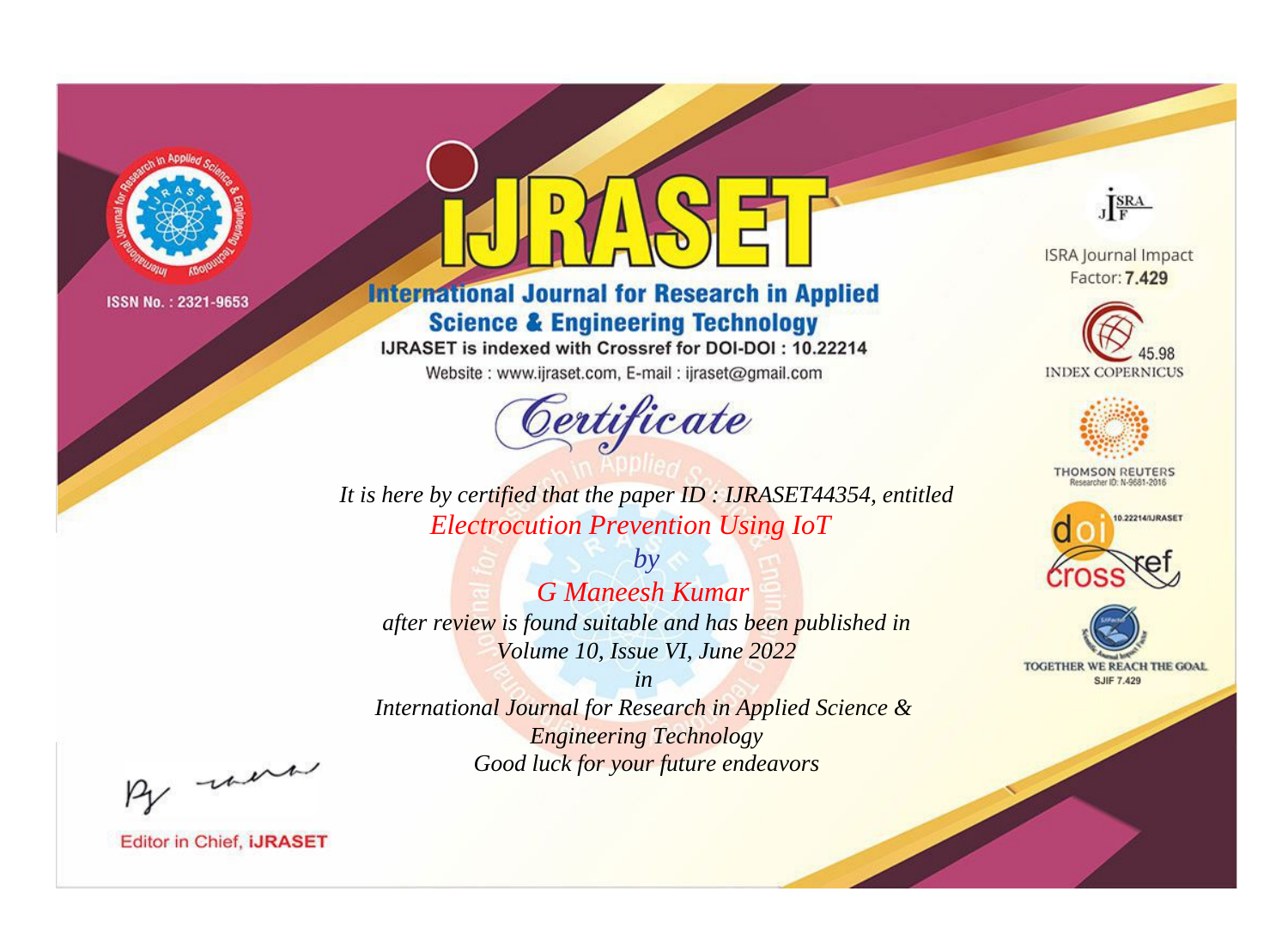ISSN No. : 2321-9653

# iJRASET

## International Journal for Research in Applied Science & Engineering Technology

IJRASET is indexed with Crossref for DOI-DOI : 10.22214

Website : www.ijraset.com, E-mail : ijraset@gmail.com

*Certificate*

*It is here by certified that the paper ID : IJRASET44354, entitled*

*Electrocution Prevention Using IoT*

*by*

*G Maneesh Kumar*

*after review is found suitable and has been published in*

*Volume 10, Issue VI, June 2022*

*in*

*International Journal for Research in Applied Science & Engineering Technology*

*Good luck for your future endeavors*

ISRA Journal Impact Factor: **7.429**

45.98 INDEX COPERNICUS

THOMSON REUTERS Researcher ID: N-9681-2016

10.22214/IJRASET

TOGETHER WE REACH THE GOAL SJIF 7.429

Editor in Chief, **iJRASET**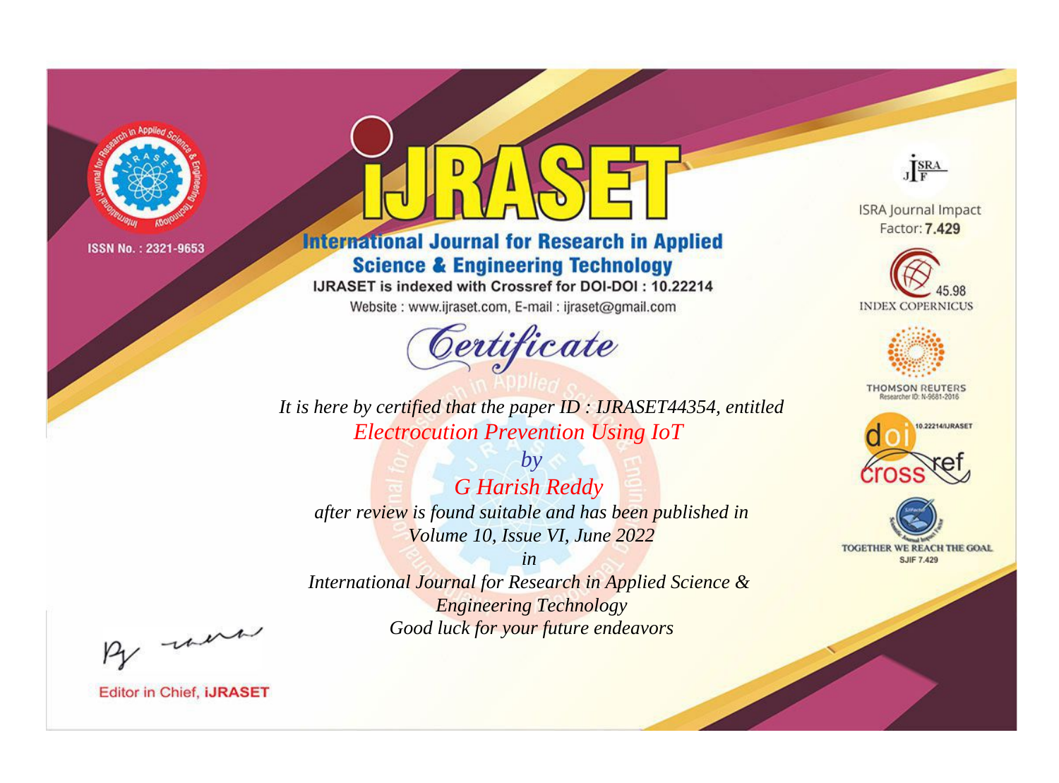ISSN No. : 2321-9653

# IJRASET

## International Journal for Research in Applied Science & Engineering Technology

IJRASET is indexed with Crossref for DOI-DOI : 10.22214

Website : www.ijraset.com, E-mail : ijraset@gmail.com

ISRA Journal Impact Factor: **7.429**

45.98 INDEX COPERNICUS

THOMSON REUTERS Researcher ID: N-9681-2016

10.22214/IJRASET

TOGETHER WE REACH THE GOAL SJIF 7.429

# *Certificate*

*It is here by certified that the paper ID : IJRASET44354, entitled*

*Electrocution Prevention Using IoT*

*by*

*G Harish Reddy*

*after review is found suitable and has been published in*

*Volume 10, Issue VI, June 2022*

*in*

*International Journal for Research in Applied Science & Engineering Technology*

*Good luck for your future endeavors*

Editor in Chief, **IJRASET**